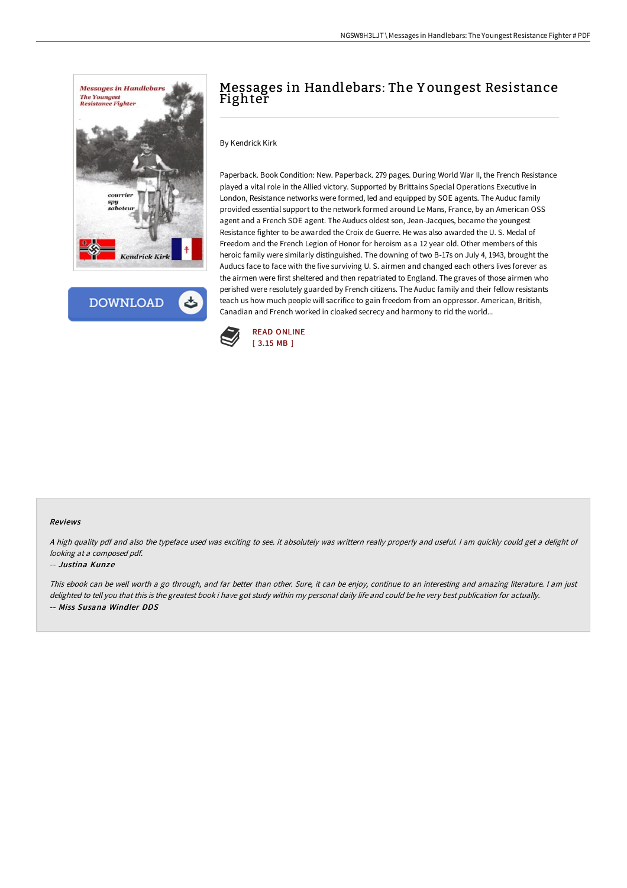# Messages in Handlebars: The Youngest Resistance Fighter

By Kendrick Kirk

Paperback. Book Condition: New. Paperback. 279 pages. During World War II, the French Resistance played a vital role in the Allied victory. Supported by Brittains Special Operations Executive in London, Resistance networks were formed, led and equipped by SOE agents. The Auduc family provided essential support to the network formed around Le Mans, France, by an American OSS agent and a French SOE agent. The Auducs oldest son, Jean-Jacques, became the youngest Resistance fighter to be awarded the Croix de Guerre. He was also awarded the U. S. Medal of Freedom and the French Legion of Honor for heroism as a 12 year old. Other members of this heroic family were similarly distinguished. The downing of two B-17s on July 4, 1943, brought the Auducs face to face with the five surviving U. S. airmen and changed each others lives forever as the airmen were first sheltered and then repatriated to England. The graves of those airmen who perished were resolutely guarded by French citizens. The Auduc family and their fellow resistants teach us how much people will sacrifice to gain freedom from an oppressor. American, British, Canadian and French worked in cloaked secrecy and harmony to rid the world...

DOWNLOAD

READ ONLINE
[ 3.15 MB ]

## Reviews

*A high quality pdf and also the typeface used was exciting to see. it absolutely was writtern really properly and useful. I am quickly could get a delight of looking at a composed pdf.*

-- ***Justina Kunze***

*This ebook can be well worth a go through, and far better than other. Sure, it can be enjoy, continue to an interesting and amazing literature. I am just delighted to tell you that this is the greatest book i have got study within my personal daily life and could be he very best publication for actually.*

-- ***Miss Susana Windler DDS***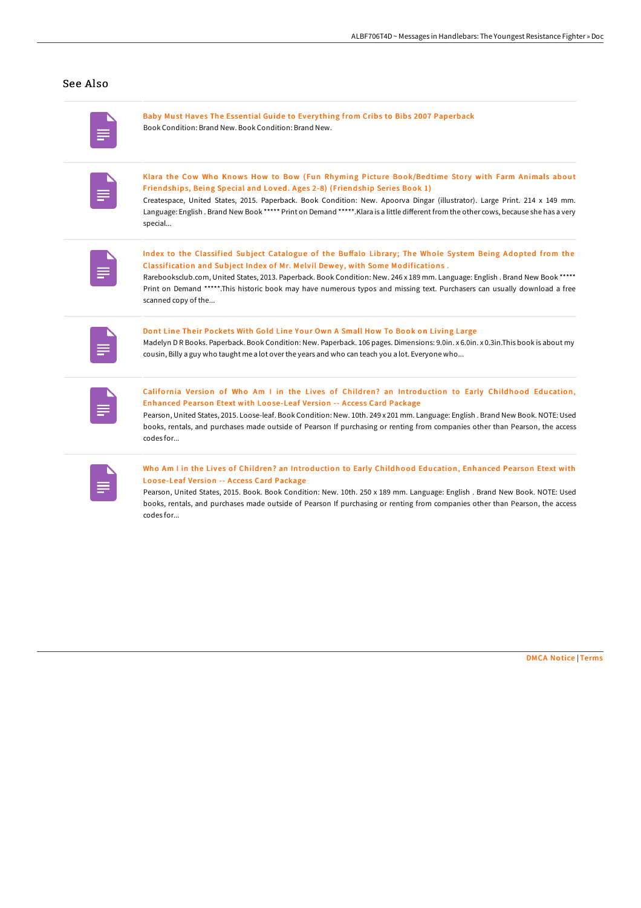## See Also

**Baby Must Haves The Essential Guide to Everything from Cribs to Bibs 2007 Paperback**

Book Condition: Brand New. Book Condition: Brand New.

**Klara the Cow Who Knows How to Bow (Fun Rhyming Picture Book/Bedtime Story with Farm Animals about Friendships, Being Special and Loved. Ages 2-8) (Friendship Series Book 1)**

Createspace, United States, 2015. Paperback. Book Condition: New. Apoorva Dingar (illustrator). Large Print. 214 x 149 mm. Language: English . Brand New Book ***** Print on Demand *****.Klara is a little different from the other cows, because she has a very special...

**Index to the Classified Subject Catalogue of the Buffalo Library; The Whole System Being Adopted from the Classification and Subject Index of Mr. Melvil Dewey, with Some Modifications .**

Rarebooksclub.com, United States, 2013. Paperback. Book Condition: New. 246 x 189 mm. Language: English . Brand New Book ***** Print on Demand *****.This historic book may have numerous typos and missing text. Purchasers can usually download a free scanned copy of the...

**Dont Line Their Pockets With Gold Line Your Own A Small How To Book on Living Large**

Madelyn D R Books. Paperback. Book Condition: New. Paperback. 106 pages. Dimensions: 9.0in. x 6.0in. x 0.3in.This book is about my cousin, Billy a guy who taught me a lot over the years and who can teach you a lot. Everyone who...

**California Version of Who Am I in the Lives of Children? an Introduction to Early Childhood Education, Enhanced Pearson Etext with Loose-Leaf Version -- Access Card Package**

Pearson, United States, 2015. Loose-leaf. Book Condition: New. 10th. 249 x 201 mm. Language: English . Brand New Book. NOTE: Used books, rentals, and purchases made outside of Pearson If purchasing or renting from companies other than Pearson, the access codes for...

**Who Am I in the Lives of Children? an Introduction to Early Childhood Education, Enhanced Pearson Etext with Loose-Leaf Version -- Access Card Package**

Pearson, United States, 2015. Book. Book Condition: New. 10th. 250 x 189 mm. Language: English . Brand New Book. NOTE: Used books, rentals, and purchases made outside of Pearson If purchasing or renting from companies other than Pearson, the access codes for...